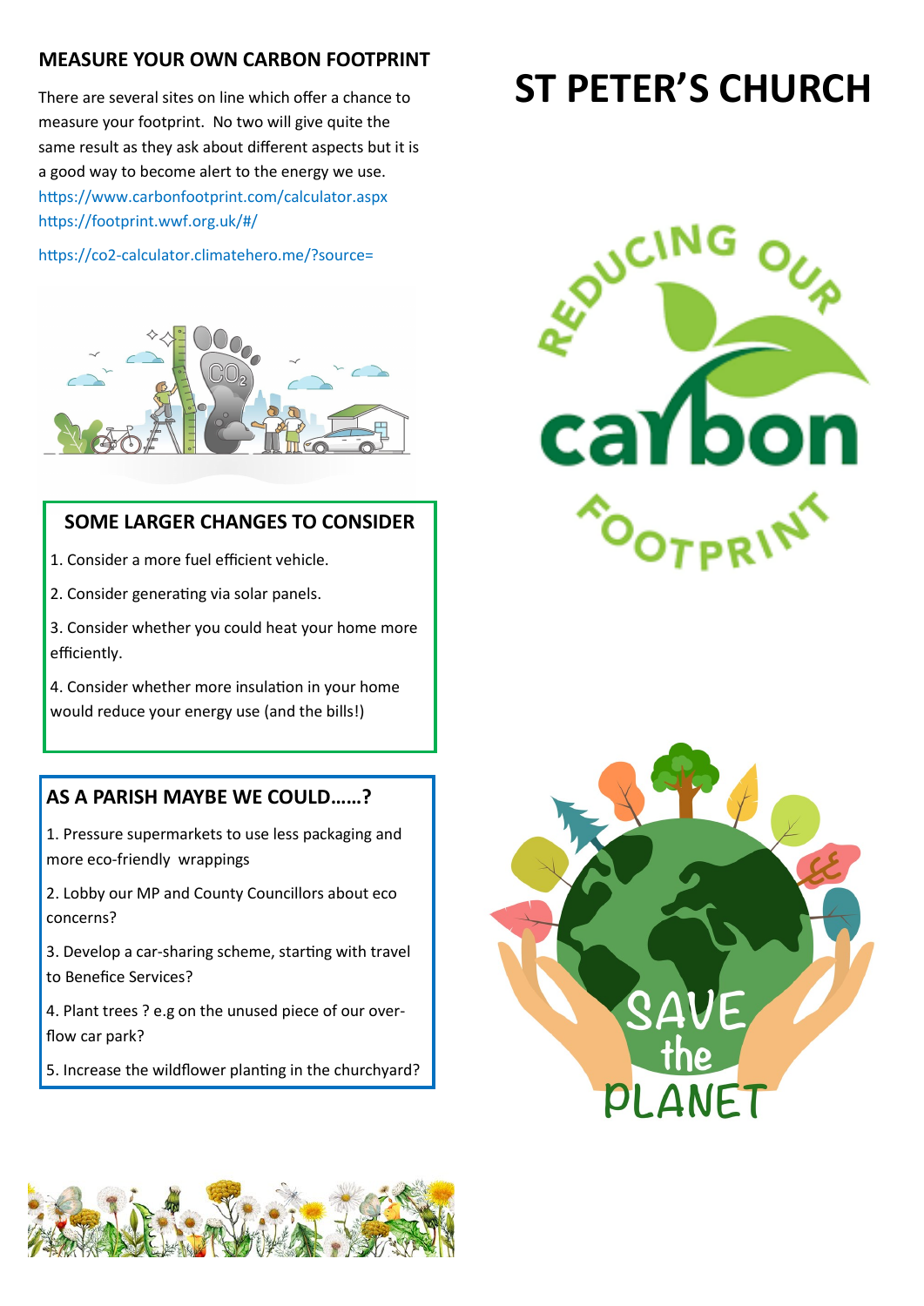# ST PETER'S CHURCH

## MEASURE YOUR OWN CARBON FOOTPRINT

There are several sites on line which offer a chance to measure your footprint. No two will give quite the same result as they ask about different aspects but it is a good way to become alert to the energy we use.

https://www.carbonfootprint.com/calculator.aspx
https://footprint.wwf.org.uk/#/

https://co2-calculator.climatehero.me/?source=

## SOME LARGER CHANGES TO CONSIDER

1. Consider a more fuel efficient vehicle.
2. Consider generating via solar panels.
3. Consider whether you could heat your home more efficiently.
4. Consider whether more insulation in your home would reduce your energy use (and the bills!)

## AS A PARISH MAYBE WE COULD……?

1. Pressure supermarkets to use less packaging and more eco-friendly wrappings
2. Lobby our MP and County Councillors about eco concerns?
3. Develop a car-sharing scheme, starting with travel to Benefice Services?
4. Plant trees ? e.g on the unused piece of our over-flow car park?
5. Increase the wildflower planting in the churchyard?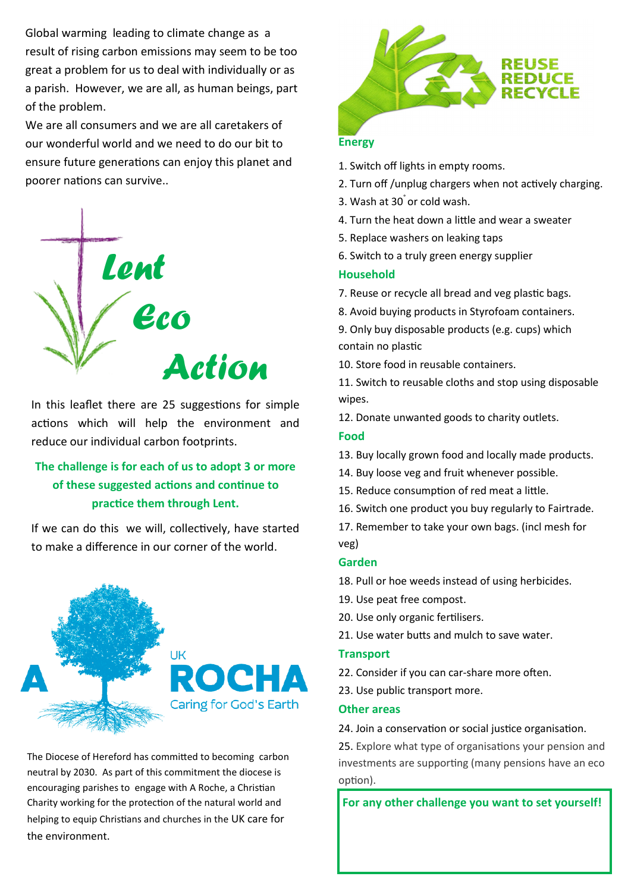Global warming leading to climate change as a result of rising carbon emissions may seem to be too great a problem for us to deal with individually or as a parish. However, we are all, as human beings, part of the problem.

We are all consumers and we are all caretakers of our wonderful world and we need to do our bit to ensure future generations can enjoy this planet and poorer nations can survive..

# Lent Eco Action

In this leaflet there are 25 suggestions for simple actions which will help the environment and reduce our individual carbon footprints.

**The challenge is for each of us to adopt 3 or more of these suggested actions and continue to practice them through Lent.**

If we can do this we will, collectively, have started to make a difference in our corner of the world.

A ROCHA UK
Caring for God's Earth

The Diocese of Hereford has committed to becoming carbon neutral by 2030. As part of this commitment the diocese is encouraging parishes to engage with A Roche, a Christian Charity working for the protection of the natural world and helping to equip Christians and churches in the UK care for the environment.

REUSE
REDUCE
RECYCLE

## Energy

1. Switch off lights in empty rooms.
2. Turn off /unplug chargers when not actively charging.
3. Wash at 30° or cold wash.
4. Turn the heat down a little and wear a sweater
5. Replace washers on leaking taps
6. Switch to a truly green energy supplier

## Household

7. Reuse or recycle all bread and veg plastic bags.
8. Avoid buying products in Styrofoam containers.
9. Only buy disposable products (e.g. cups) which contain no plastic
10. Store food in reusable containers.
11. Switch to reusable cloths and stop using disposable wipes.
12. Donate unwanted goods to charity outlets.

## Food

13. Buy locally grown food and locally made products.
14. Buy loose veg and fruit whenever possible.
15. Reduce consumption of red meat a little.
16. Switch one product you buy regularly to Fairtrade.
17. Remember to take your own bags. (incl mesh for veg)

## Garden

18. Pull or hoe weeds instead of using herbicides.
19. Use peat free compost.
20. Use only organic fertilisers.
21. Use water butts and mulch to save water.

## Transport

22. Consider if you can car-share more often.
23. Use public transport more.

## Other areas

24. Join a conservation or social justice organisation.
25. Explore what type of organisations your pension and investments are supporting (many pensions have an eco option).

**For any other challenge you want to set yourself!**